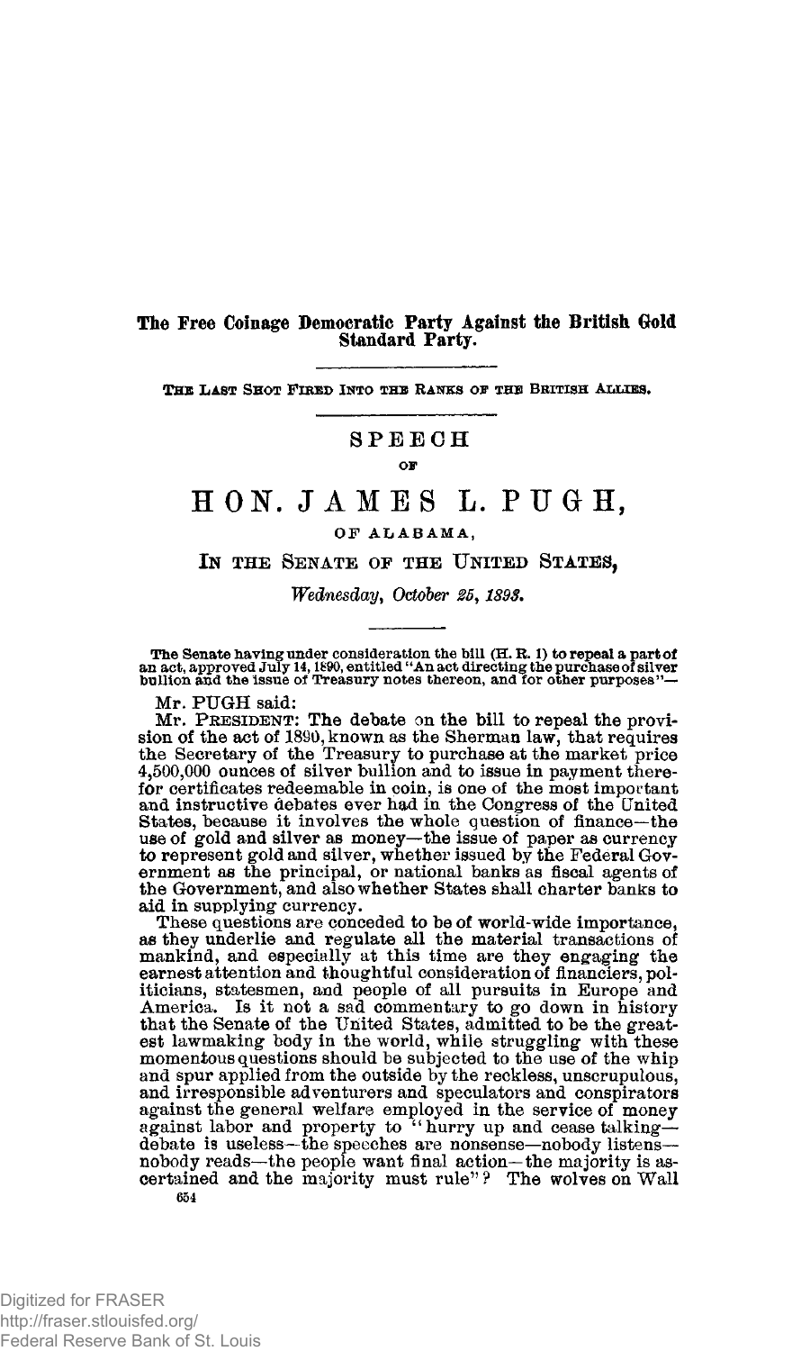# The Free Coinage Democratic Party Against the British Gold Standard Party.

THE LAST SHOT FIRED INTO THE RANKS OF THE BRITISH ALLIES.

## SPEECH

OF

# HON. JAMES L. PUGH,

OF ALABAMA,

IN THE SENATE OF THE UNITED STATES,

*Wednesday, October 25, 1893.*

The Senate having under consideration the bill (H. R. 1) to repeal a part of an act, approved July 14, 1890, entitled "An act directing the purchase of silver bullion and the issue of Treasury notes thereon, and for other purposes"—

Mr. PUGH said:

Mr. PRESIDENT: The debate on the bill to repeal the provision of the act of 1890, known as the Sherman law, that requires the Secretary of the Treasury to purchase at the market price 4,500,000 ounces of silver bullion and to issue in payment therefor certificates redeemable in coin, is one of the most important and instructive debates ever had in the Congress of the United States, because it involves the whole question of finance—the use of gold and silver as money—the issue of paper as currency to represent gold and silver, whether issued by the Federal Government as the principal, or national banks as fiscal agents of the Government, and also whether States shall charter banks to aid in supplying currency.

These questions are conceded to be of world-wide importance, as they underlie and regulate all the material transactions of mankind, and especially at this time are they engaging the earnest attention and thoughtful consideration of financiers, politicians, statesmen, and people of all pursuits in Europe and America. Is it not a sad commentary to go down in history that the Senate of the United States, admitted to be the greatest lawmaking body in the world, while struggling with these momentous questions should be subjected to the use of the whip and spur applied from the outside by the reckless, unscrupulous, and irresponsible adventurers and speculators and conspirators against the general welfare employed in the service of money against labor and property to "hurry up and cease talking—debate is useless—the speeches are nonsense—nobody listens—nobody reads—the people want final action—the majority is ascertained and the majority must rule"? The wolves on Wall

654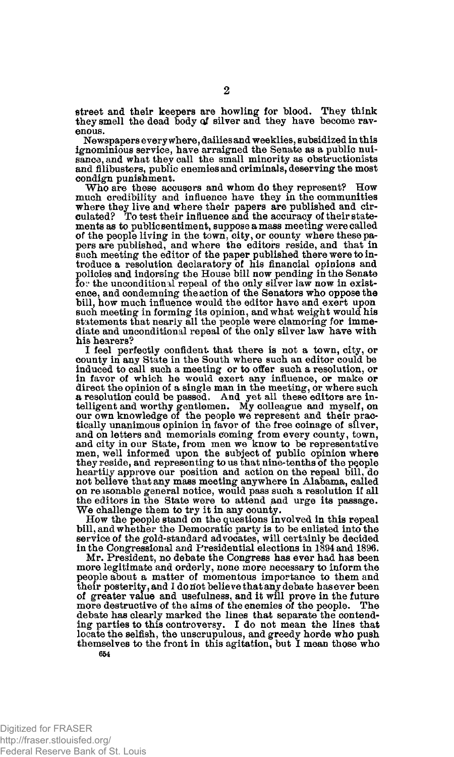street and their keepers are howling for blood. They think they smell the dead body of silver and they have become ravenous.

Newspapers everywhere, dailies and weeklies, subsidized in this ignominious service, have arraigned the Senate as a public nuisance, and what they call the small minority as obstructionists and filibusters, public enemies and criminals, deserving the most condign punishment.

Who are these accusers and whom do they represent? How much credibility and influence have they in the communities where they live and where their papers are published and circulated? To test their influence and the accuracy of their statements as to public sentiment, suppose a mass meeting were called of the people living in the town, city, or county where these papers are published, and where the editors reside, and that in such meeting the editor of the paper published there were to introduce a resolution declaratory of his financial opinions and policies and indorsing the House bill now pending in the Senate for the unconditional repeal of the only silver law now in existence, and condemning the action of the Senators who oppose the bill, how much influence would the editor have and exert upon such meeting in forming its opinion, and what weight would his statements that nearly all the people were clamoring for immediate and unconditional repeal of the only silver law have with his hearers?

I feel perfectly confident that there is not a town, city, or county in any State in the South where such an editor could be induced to call such a meeting or to offer such a resolution, or in favor of which he would exert any influence, or make or direct the opinion of a single man in the meeting, or where such a resolution could be passed. And yet all these editors are intelligent and worthy gentlemen. My colleague and myself, on our own knowledge of the people we represent and their practically unanimous opinion in favor of the free coinage of silver, and on letters and memorials coming from every county, town, and city in our State, from men we know to be representative men, well informed upon the subject of public opinion where they reside, and representing to us that nine-tenths of the people heartily approve our position and action on the repeal bill, do not believe that any mass meeting anywhere in Alabama, called on reasonable general notice, would pass such a resolution if all the editors in the State were to attend and urge its passage. We challenge them to try it in any county.

How the people stand on the questions involved in this repeal bill, and whether the Democratic party is to be enlisted into the service of the gold-standard advocates, will certainly be decided in the Congressional and Presidential elections in 1894 and 1896.

Mr. President, no debate the Congress has ever had has been more legitimate and orderly, none more necessary to inform the people about a matter of momentous importance to them and their posterity, and I do not believe that any debate has ever been of greater value and usefulness, and it will prove in the future more destructive of the aims of the enemies of the people. The debate has clearly marked the lines that separate the contending parties to this controversy. I do not mean the lines that locate the selfish, the unscrupulous, and greedy horde who push themselves to the front in this agitation, but I mean those who

654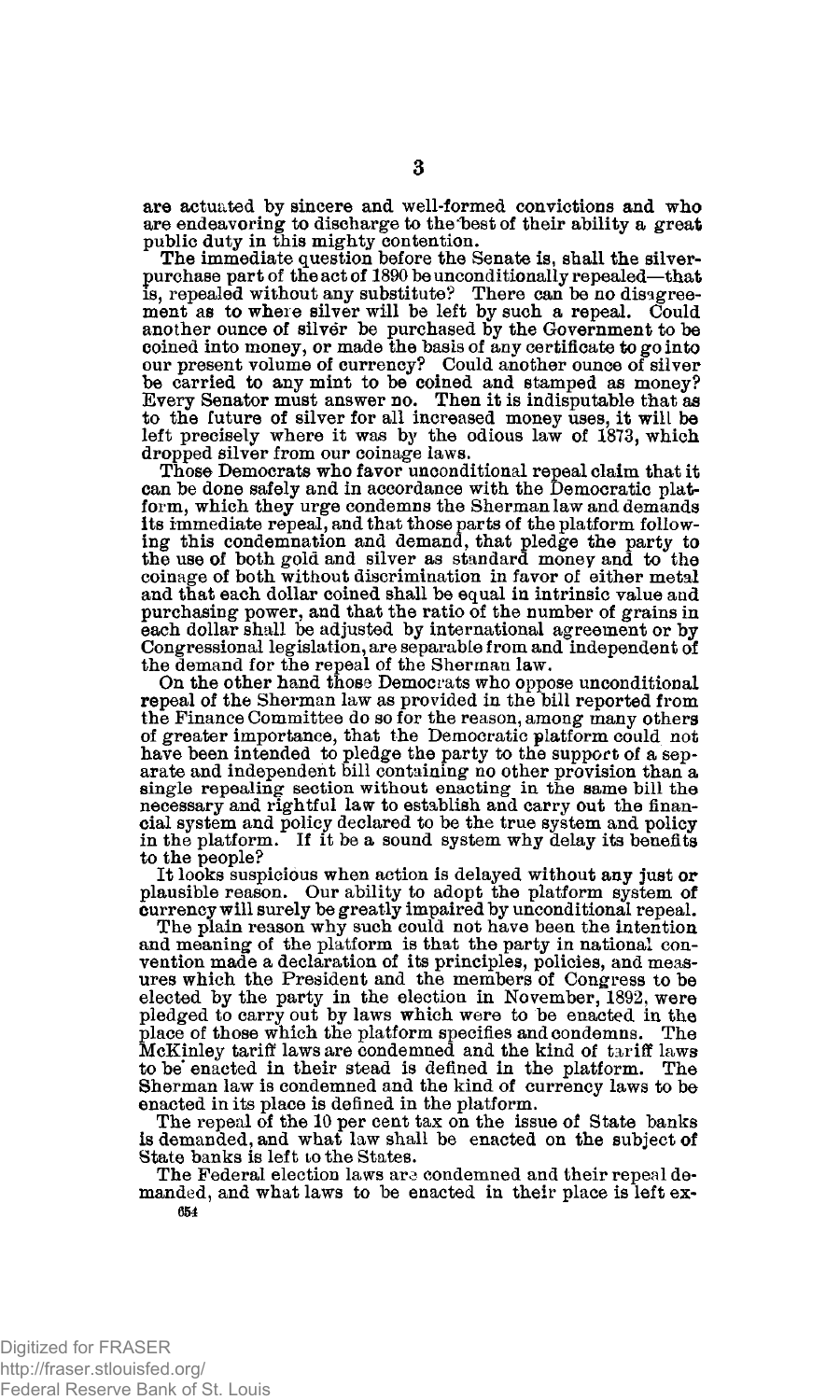are actuated by sincere and well-formed convictions and who are endeavoring to discharge to the best of their ability a great public duty in this mighty contention.

The immediate question before the Senate is, shall the silver-purchase part of the act of 1890 be unconditionally repealed—that is, repealed without any substitute? There can be no disagreement as to where silver will be left by such a repeal. Could another ounce of silver be purchased by the Government to be coined into money, or made the basis of any certificate to go into our present volume of currency? Could another ounce of silver be carried to any mint to be coined and stamped as money? Every Senator must answer no. Then it is indisputable that as to the future of silver for all increased money uses, it will be left precisely where it was by the odious law of 1873, which dropped silver from our coinage laws.

Those Democrats who favor unconditional repeal claim that it can be done safely and in accordance with the Democratic platform, which they urge condemns the Sherman law and demands its immediate repeal, and that those parts of the platform following this condemnation and demand, that pledge the party to the use of both gold and silver as standard money and to the coinage of both without discrimination in favor of either metal and that each dollar coined shall be equal in intrinsic value and purchasing power, and that the ratio of the number of grains in each dollar shall be adjusted by international agreement or by Congressional legislation, are separable from and independent of the demand for the repeal of the Sherman law.

On the other hand those Democrats who oppose unconditional repeal of the Sherman law as provided in the bill reported from the Finance Committee do so for the reason, among many others of greater importance, that the Democratic platform could not have been intended to pledge the party to the support of a separate and independent bill containing no other provision than a single repealing section without enacting in the same bill the necessary and rightful law to establish and carry out the financial system and policy declared to be the true system and policy in the platform. If it be a sound system why delay its benefits to the people?

It looks suspicious when action is delayed without any just or plausible reason. Our ability to adopt the platform system of currency will surely be greatly impaired by unconditional repeal.

The plain reason why such could not have been the intention and meaning of the platform is that the party in national convention made a declaration of its principles, policies, and measures which the President and the members of Congress to be elected by the party in the election in November, 1892, were pledged to carry out by laws which were to be enacted in the place of those which the platform specifies and condemns. The McKinley tariff laws are condemned and the kind of tariff laws to be enacted in their stead is defined in the platform. The Sherman law is condemned and the kind of currency laws to be enacted in its place is defined in the platform.

The repeal of the 10 per cent tax on the issue of State banks is demanded, and what law shall be enacted on the subject of State banks is left to the States.

The Federal election laws are condemned and their repeal demanded, and what laws to be enacted in their place is left ex-

654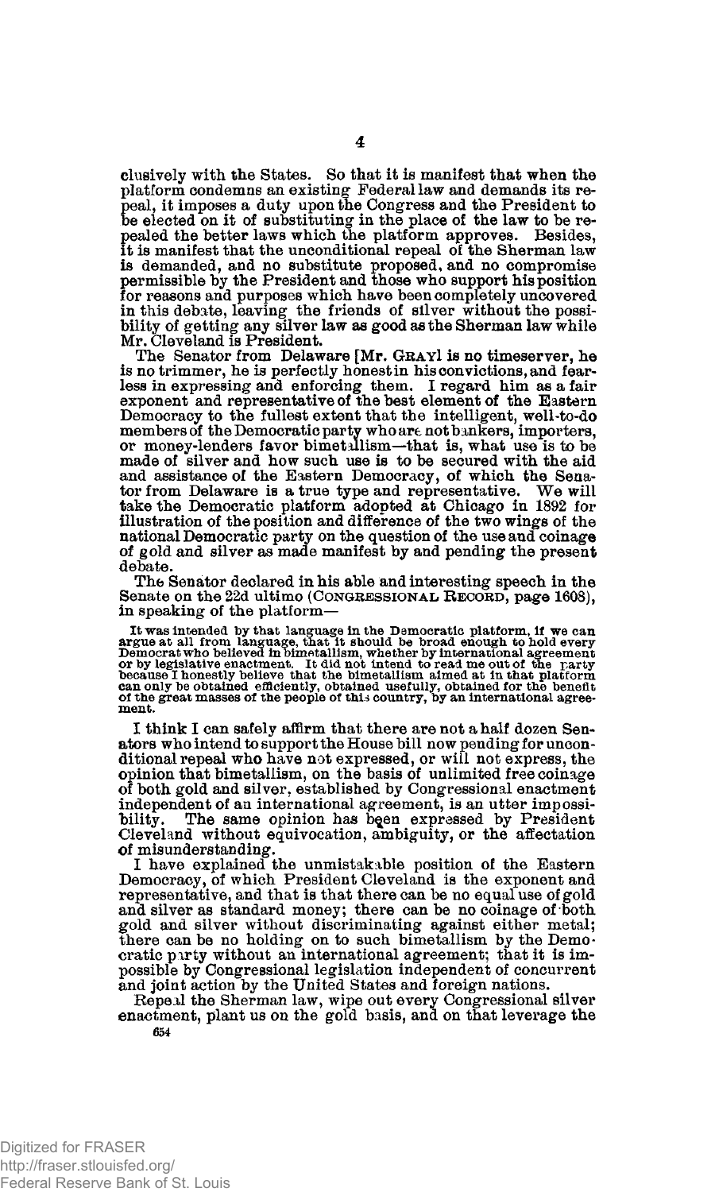clusively with the States. So that it is manifest that when the platform condemns an existing Federal law and demands its repeal, it imposes a duty upon the Congress and the President to be elected on it of substituting in the place of the law to be repealed the better laws which the platform approves. Besides, it is manifest that the unconditional repeal of the Sherman law is demanded, and no substitute proposed, and no compromise permissible by the President and those who support his position for reasons and purposes which have been completely uncovered in this debate, leaving the friends of silver without the possibility of getting any silver law as good as the Sherman law while Mr. Cleveland is President.

The Senator from Delaware [Mr. GRAY] is no timeserver, he is no trimmer, he is perfectly honest in his convictions, and fearless in expressing and enforcing them. I regard him as a fair exponent and representative of the best element of the Eastern Democracy to the fullest extent that the intelligent, well-to-do members of the Democratic party who are not bankers, importers, or money-lenders favor bimetallism—that is, what use is to be made of silver and how such use is to be secured with the aid and assistance of the Eastern Democracy, of which the Senator from Delaware is a true type and representative. We will take the Democratic platform adopted at Chicago in 1892 for illustration of the position and difference of the two wings of the national Democratic party on the question of the use and coinage of gold and silver as made manifest by and pending the present debate.

The Senator declared in his able and interesting speech in the Senate on the 22d ultimo (CONGRESSIONAL RECORD, page 1608), in speaking of the platform—

> It was intended by that language in the Democratic platform, if we can argue at all from language, that it should be broad enough to hold every Democrat who believed in bimetallism, whether by international agreement or by legislative enactment. It did not intend to read me out of the party because I honestly believe that the bimetallism aimed at in that platform can only be obtained efficiently, obtained usefully, obtained for the benefit of the great masses of the people of this country, by an international agreement.

I think I can safely affirm that there are not a half dozen Senators who intend to support the House bill now pending for unconditional repeal who have not expressed, or will not express, the opinion that bimetallism, on the basis of unlimited free coinage of both gold and silver, established by Congressional enactment independent of an international agreement, is an utter impossibility. The same opinion has been expressed by President Cleveland without equivocation, ambiguity, or the affectation of misunderstanding.

I have explained the unmistakable position of the Eastern Democracy, of which President Cleveland is the exponent and representative, and that is that there can be no equal use of gold and silver as standard money; there can be no coinage of both gold and silver without discriminating against either metal; there can be no holding on to such bimetallism by the Democratic party without an international agreement; that it is impossible by Congressional legislation independent of concurrent and joint action by the United States and foreign nations.

Repeal the Sherman law, wipe out every Congressional silver enactment, plant us on the gold basis, and on that leverage the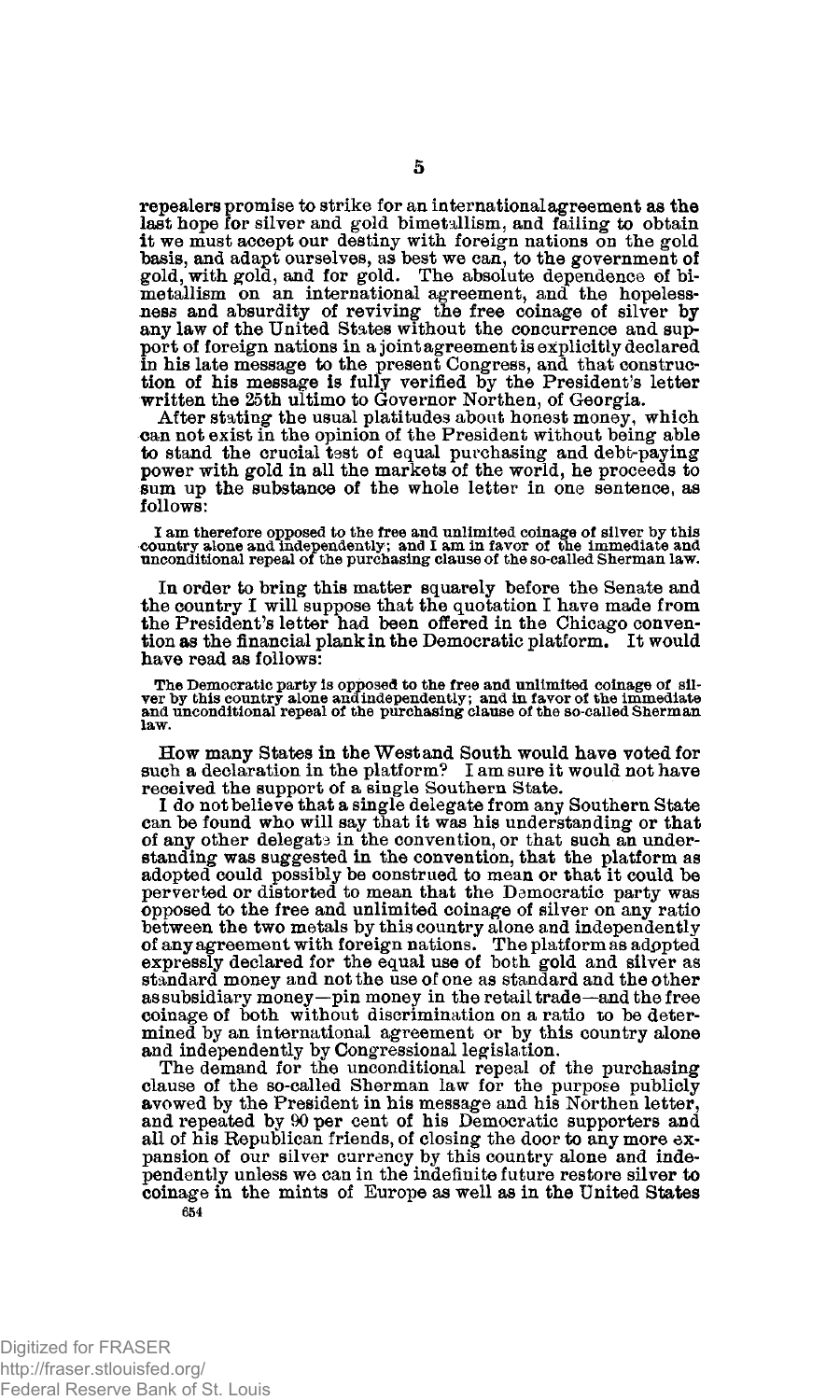repealers promise to strike for an international agreement as the last hope for silver and gold bimetallism, and failing to obtain it we must accept our destiny with foreign nations on the gold basis, and adapt ourselves, as best we can, to the government of gold, with gold, and for gold. The absolute dependence of bimetallism on an international agreement, and the hopelessness and absurdity of reviving the free coinage of silver by any law of the United States without the concurrence and support of foreign nations in a joint agreement is explicitly declared in his late message to the present Congress, and that construction of his message is fully verified by the President's letter written the 25th ultimo to Governor Northen, of Georgia.

After stating the usual platitudes about honest money, which can not exist in the opinion of the President without being able to stand the crucial test of equal purchasing and debt-paying power with gold in all the markets of the world, he proceeds to sum up the substance of the whole letter in one sentence, as follows:

> I am therefore opposed to the free and unlimited coinage of silver by this country alone and independently; and I am in favor of the immediate and unconditional repeal of the purchasing clause of the so-called Sherman law.

In order to bring this matter squarely before the Senate and the country I will suppose that the quotation I have made from the President's letter had been offered in the Chicago convention as the financial plank in the Democratic platform. It would have read as follows:

> The Democratic party is opposed to the free and unlimited coinage of silver by this country alone and independently; and in favor of the immediate and unconditional repeal of the purchasing clause of the so-called Sherman law.

How many States in the West and South would have voted for such a declaration in the platform? I am sure it would not have received the support of a single Southern State.

I do not believe that a single delegate from any Southern State can be found who will say that it was his understanding or that of any other delegate in the convention, or that such an understanding was suggested in the convention, that the platform as adopted could possibly be construed to mean or that it could be perverted or distorted to mean that the Democratic party was opposed to the free and unlimited coinage of silver on any ratio between the two metals by this country alone and independently of any agreement with foreign nations. The platform as adopted expressly declared for the equal use of both gold and silver as standard money and not the use of one as standard and the other as subsidiary money—pin money in the retail trade—and the free coinage of both without discrimination on a ratio to be determined by an international agreement or by this country alone and independently by Congressional legislation.

The demand for the unconditional repeal of the purchasing clause of the so-called Sherman law for the purpose publicly avowed by the President in his message and his Northen letter, and repeated by 90 per cent of his Democratic supporters and all of his Republican friends, of closing the door to any more expansion of our silver currency by this country alone and independently unless we can in the indefinite future restore silver to coinage in the mints of Europe as well as in the United States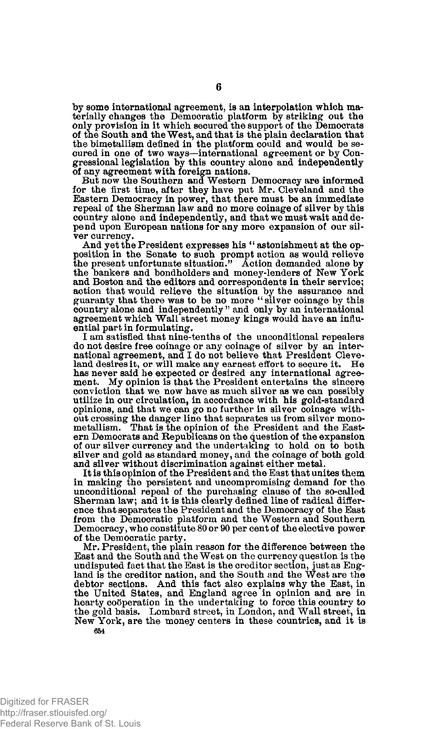by some international agreement, is an interpolation which materially changes the Democratic platform by striking out the only provision in it which secured the support of the Democrats of the South and the West, and that is the plain declaration that the bimetallism defined in the platform could and would be secured in one of two ways—international agreement or by Congressional legislation by this country alone and independently of any agreement with foreign nations.

But now the Southern and Western Democracy are informed for the first time, after they have put Mr. Cleveland and the Eastern Democracy in power, that there must be an immediate repeal of the Sherman law and no more coinage of silver by this country alone and independently, and that we must wait and depend upon European nations for any more expansion of our silver currency.

And yet the President expresses his "astonishment at the opposition in the Senate to such prompt action as would relieve the present unfortunate situation." Action demanded alone by the bankers and bondholders and money-lenders of New York and Boston and the editors and correspondents in their service; action that would relieve the situation by the assurance and guaranty that there was to be no more "silver coinage by this country alone and independently" and only by an international agreement which Wall street money kings would have an influential part in formulating.

I am satisfied that nine-tenths of the unconditional repealers do not desire free coinage or any coinage of silver by an international agreement, and I do not believe that President Cleveland desires it, or will make any earnest effort to secure it. He has never said he expected or desired any international agreement. My opinion is that the President entertains the sincere conviction that we now have as much silver as we can possibly utilize in our circulation, in accordance with his gold-standard opinions, and that we can go no further in silver coinage without crossing the danger line that separates us from silver monometallism. That is the opinion of the President and the Eastern Democrats and Republicans on the question of the expansion of our silver currency and the undertaking to hold on to both silver and gold as standard money, and the coinage of both gold and silver without discrimination against either metal.

It is this opinion of the President and the East that unites them in making the persistent and uncompromising demand for the unconditional repeal of the purchasing clause of the so-called Sherman law; and it is this clearly defined line of radical difference that separates the President and the Democracy of the East from the Democratic platform and the Western and Southern Democracy, who constitute 80 or 90 per cent of the elective power of the Democratic party.

Mr. President, the plain reason for the difference between the East and the South and the West on the currency question is the undisputed fact that the East is the creditor section, just as England is the creditor nation, and the South and the West are the debtor sections. And this fact also explains why the East, in the United States, and England agree in opinion and are in hearty coöperation in the undertaking to force this country to the gold basis. Lombard street, in London, and Wall street, in New York, are the money centers in these countries, and it is

654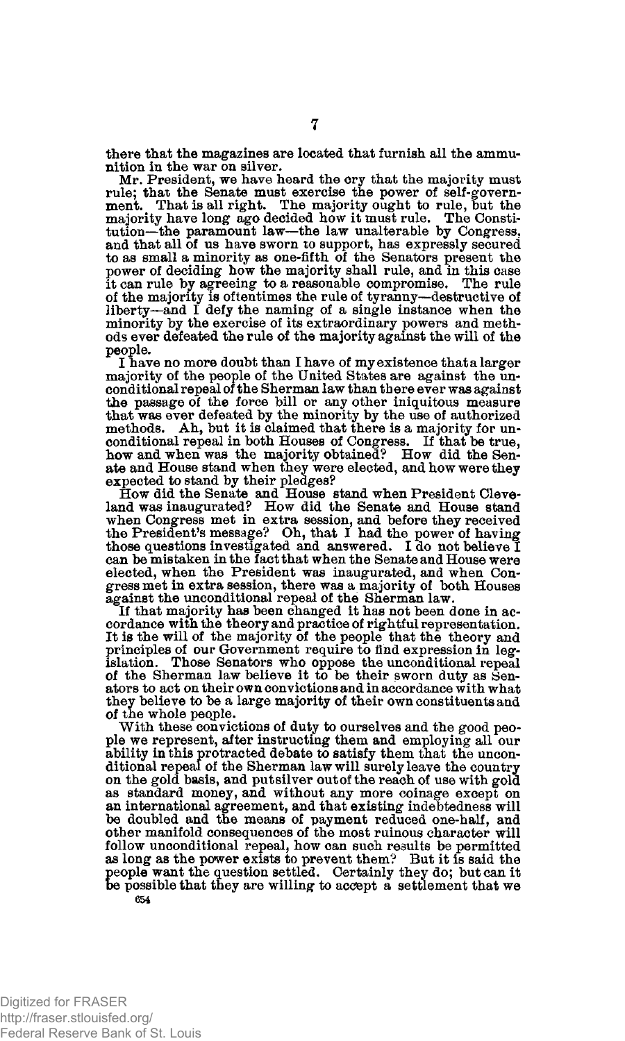there that the magazines are located that furnish all the ammunition in the war on silver.

Mr. President, we have heard the cry that the majority must rule; that the Senate must exercise the power of self-government. That is all right. The majority ought to rule, but the majority have long ago decided how it must rule. The Constitution—the paramount law—the law unalterable by Congress, and that all of us have sworn to support, has expressly secured to as small a minority as one-fifth of the Senators present the power of deciding how the majority shall rule, and in this case it can rule by agreeing to a reasonable compromise. The rule of the majority is oftentimes the rule of tyranny—destructive of liberty—and I defy the naming of a single instance when the minority by the exercise of its extraordinary powers and methods ever defeated the rule of the majority against the will of the people.

I have no more doubt than I have of my existence that a larger majority of the people of the United States are against the unconditional repeal of the Sherman law than there ever was against the passage of the force bill or any other iniquitous measure that was ever defeated by the minority by the use of authorized methods. Ah, but it is claimed that there is a majority for unconditional repeal in both Houses of Congress. If that be true, how and when was the majority obtained? How did the Senate and House stand when they were elected, and how were they expected to stand by their pledges?

How did the Senate and House stand when President Cleveland was inaugurated? How did the Senate and House stand when Congress met in extra session, and before they received the President's message? Oh, that I had the power of having those questions investigated and answered. I do not believe I can be mistaken in the fact that when the Senate and House were elected, when the President was inaugurated, and when Congress met in extra session, there was a majority of both Houses against the unconditional repeal of the Sherman law.

If that majority has been changed it has not been done in accordance with the theory and practice of rightful representation. It is the will of the majority of the people that the theory and principles of our Government require to find expression in legislation. Those Senators who oppose the unconditional repeal of the Sherman law believe it to be their sworn duty as Senators to act on their own convictions and in accordance with what they believe to be a large majority of their own constituents and of the whole people.

With these convictions of duty to ourselves and the good people we represent, after instructing them and employing all our ability in this protracted debate to satisfy them that the unconditional repeal of the Sherman law will surely leave the country on the gold basis, and put silver out of the reach of use with gold as standard money, and without any more coinage except on an international agreement, and that existing indebtedness will be doubled and the means of payment reduced one-half, and other manifold consequences of the most ruinous character will follow unconditional repeal, how can such results be permitted as long as the power exists to prevent them? But it is said the people want the question settled. Certainly they do; but can it be possible that they are willing to accept a settlement that we

654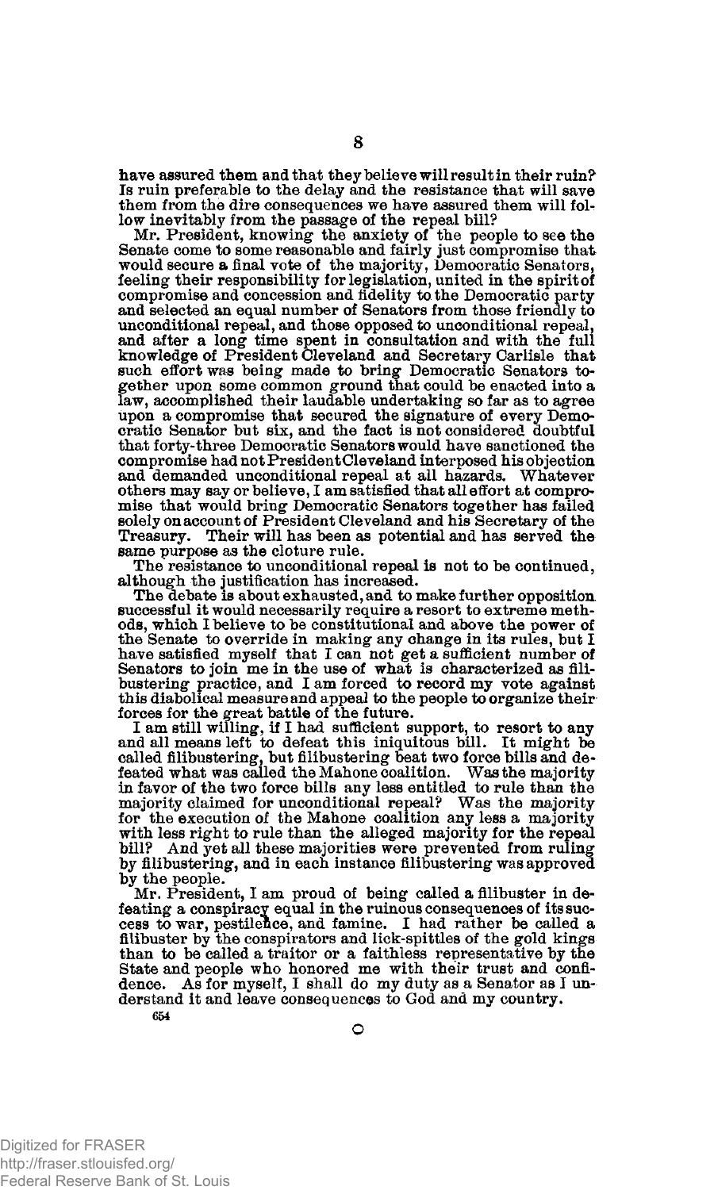have assured them and that they believe will result in their ruin? Is ruin preferable to the delay and the resistance that will save them from the dire consequences we have assured them will follow inevitably from the passage of the repeal bill?

Mr. President, knowing the anxiety of the people to see the Senate come to some reasonable and fairly just compromise that would secure a final vote of the majority, Democratic Senators, feeling their responsibility for legislation, united in the spirit of compromise and concession and fidelity to the Democratic party and selected an equal number of Senators from those friendly to unconditional repeal, and those opposed to unconditional repeal, and after a long time spent in consultation and with the full knowledge of President Cleveland and Secretary Carlisle that such effort was being made to bring Democratic Senators together upon some common ground that could be enacted into a law, accomplished their laudable undertaking so far as to agree upon a compromise that secured the signature of every Democratic Senator but six, and the fact is not considered doubtful that forty-three Democratic Senators would have sanctioned the compromise had not President Cleveland interposed his objection and demanded unconditional repeal at all hazards. Whatever others may say or believe, I am satisfied that all effort at compromise that would bring Democratic Senators together has failed solely on account of President Cleveland and his Secretary of the Treasury. Their will has been as potential and has served the same purpose as the cloture rule.

The resistance to unconditional repeal is not to be continued, although the justification has increased.

The debate is about exhausted, and to make further opposition successful it would necessarily require a resort to extreme methods, which I believe to be constitutional and above the power of the Senate to override in making any change in its rules, but I have satisfied myself that I can not get a sufficient number of Senators to join me in the use of what is characterized as filibustering practice, and I am forced to record my vote against this diabolical measure and appeal to the people to organize their forces for the great battle of the future.

I am still willing, if I had sufficient support, to resort to any and all means left to defeat this iniquitous bill. It might be called filibustering, but filibustering beat two force bills and defeated what was called the Mahone coalition. Was the majority in favor of the two force bills any less entitled to rule than the majority claimed for unconditional repeal? Was the majority for the execution of the Mahone coalition any less a majority with less right to rule than the alleged majority for the repeal bill? And yet all these majorities were prevented from ruling by filibustering, and in each instance filibustering was approved by the people.

Mr. President, I am proud of being called a filibuster in defeating a conspiracy equal in the ruinous consequences of its success to war, pestilence, and famine. I had rather be called a filibuster by the conspirators and lick-spittles of the gold kings than to be called a traitor or a faithless representative by the State and people who honored me with their trust and confidence. As for myself, I shall do my duty as a Senator as I understand it and leave consequences to God and my country.

654

O